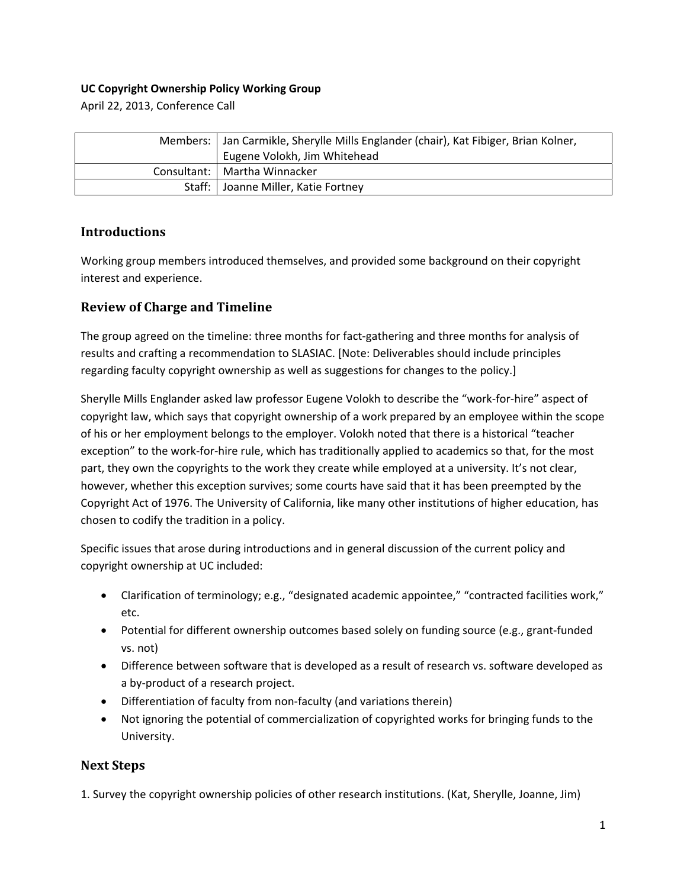**UC Copyright Ownership Policy Working Group**

April 22, 2013, Conference Call

| | |
|---|---|
| Members: | Jan Carmikle, Sherylle Mills Englander (chair), Kat Fibiger, Brian Kolner, Eugene Volokh, Jim Whitehead |
| Consultant: | Martha Winnacker |
| Staff: | Joanne Miller, Katie Fortney |

## Introductions

Working group members introduced themselves, and provided some background on their copyright interest and experience.

## Review of Charge and Timeline

The group agreed on the timeline: three months for fact-gathering and three months for analysis of results and crafting a recommendation to SLASIAC. [Note: Deliverables should include principles regarding faculty copyright ownership as well as suggestions for changes to the policy.]

Sherylle Mills Englander asked law professor Eugene Volokh to describe the "work-for-hire" aspect of copyright law, which says that copyright ownership of a work prepared by an employee within the scope of his or her employment belongs to the employer. Volokh noted that there is a historical "teacher exception" to the work-for-hire rule, which has traditionally applied to academics so that, for the most part, they own the copyrights to the work they create while employed at a university. It's not clear, however, whether this exception survives; some courts have said that it has been preempted by the Copyright Act of 1976. The University of California, like many other institutions of higher education, has chosen to codify the tradition in a policy.

Specific issues that arose during introductions and in general discussion of the current policy and copyright ownership at UC included:

- Clarification of terminology; e.g., "designated academic appointee," "contracted facilities work," etc.
- Potential for different ownership outcomes based solely on funding source (e.g., grant-funded vs. not)
- Difference between software that is developed as a result of research vs. software developed as a by-product of a research project.
- Differentiation of faculty from non-faculty (and variations therein)
- Not ignoring the potential of commercialization of copyrighted works for bringing funds to the University.

## Next Steps

1. Survey the copyright ownership policies of other research institutions. (Kat, Sherylle, Joanne, Jim)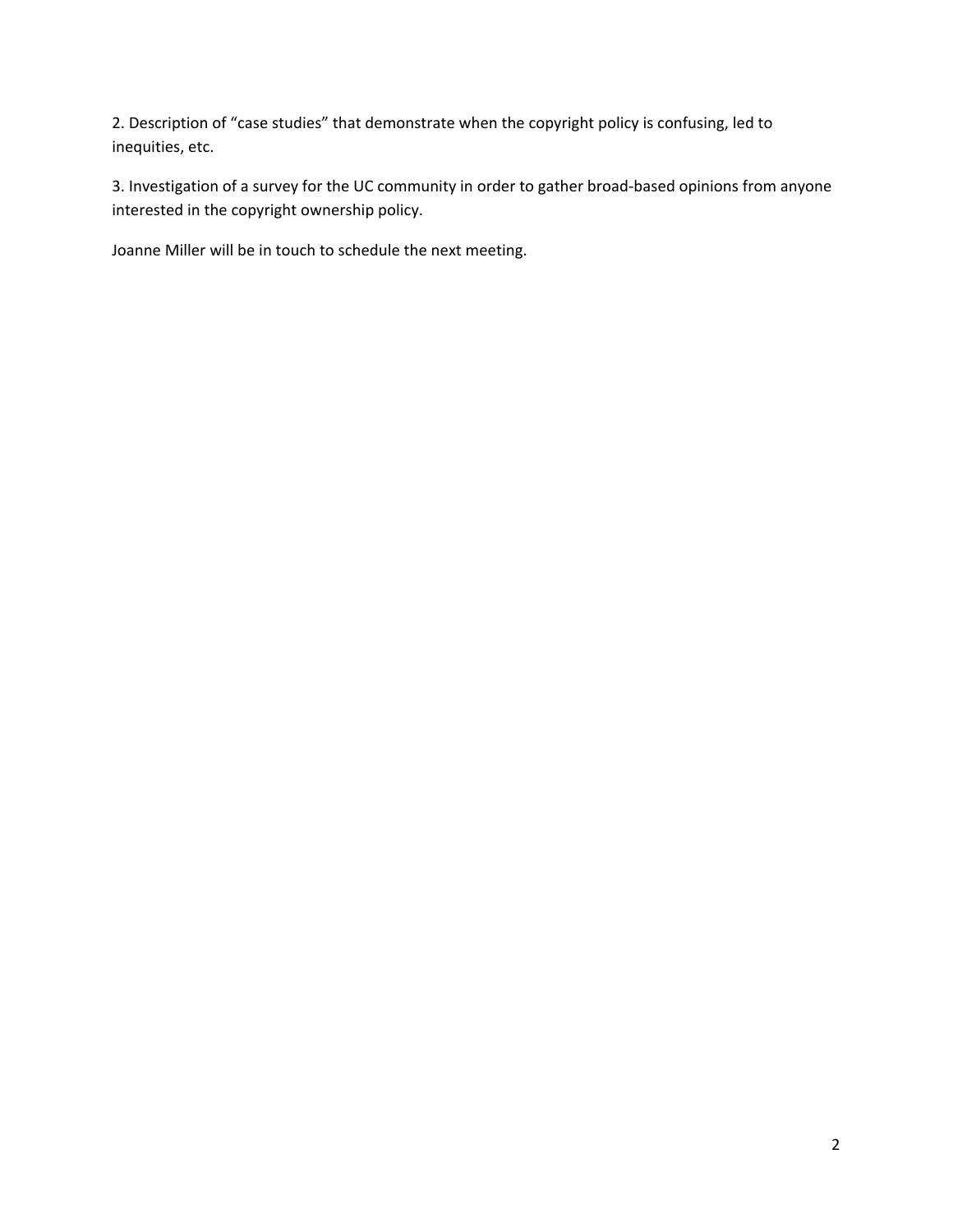2. Description of “case studies” that demonstrate when the copyright policy is confusing, led to inequities, etc.

3. Investigation of a survey for the UC community in order to gather broad-based opinions from anyone interested in the copyright ownership policy.

Joanne Miller will be in touch to schedule the next meeting.